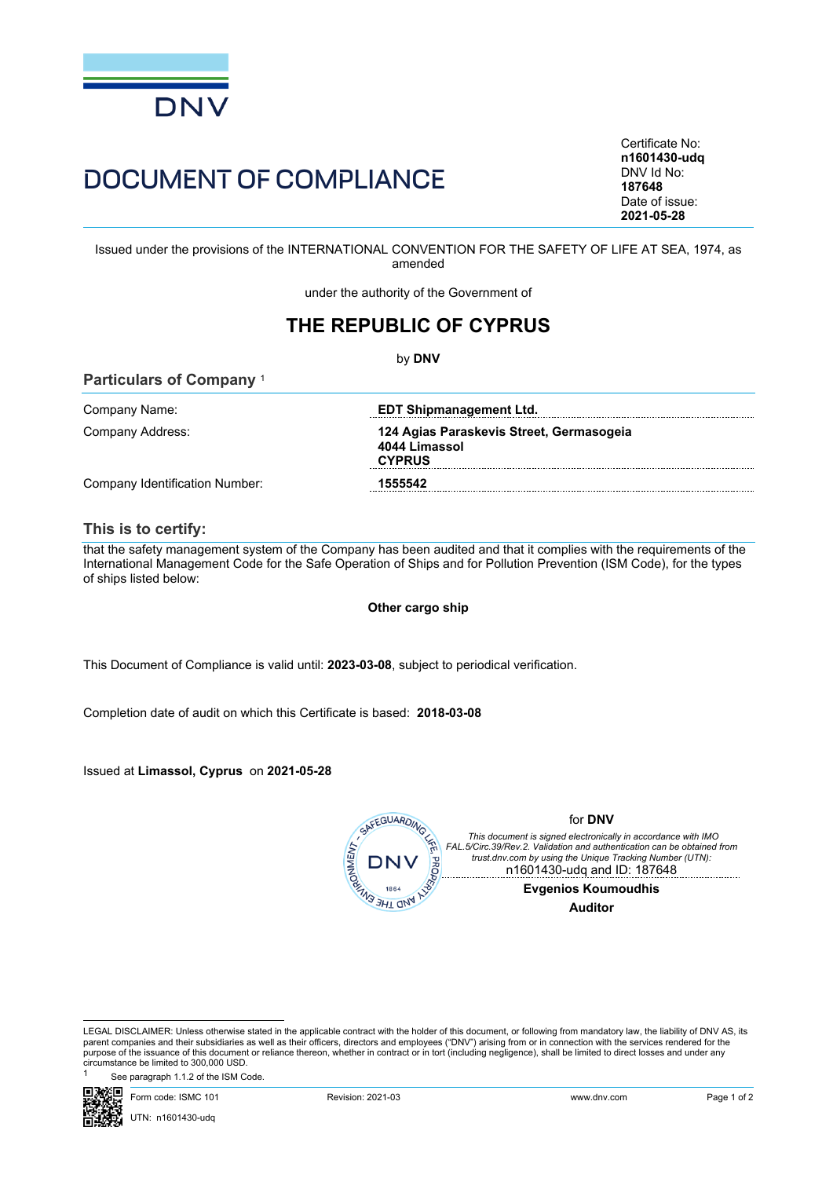DNV

# DOCUMENT OF COMPLIANCE

Certificate No:
**n1601430-udq**
DNV Id No:
**187648**
Date of issue:
**2021-05-28**

Issued under the provisions of the INTERNATIONAL CONVENTION FOR THE SAFETY OF LIFE AT SEA, 1974, as amended

under the authority of the Government of

## THE REPUBLIC OF CYPRUS

by **DNV**

### Particulars of Company [1]

| | |
|---|---|
| Company Name: | **EDT Shipmanagement Ltd.** |
| Company Address: | **124 Agias Paraskevis Street, Germasogeia 4044 Limassol CYPRUS** |
| Company Identification Number: | **1555542** |

### This is to certify:

that the safety management system of the Company has been audited and that it complies with the requirements of the International Management Code for the Safe Operation of Ships and for Pollution Prevention (ISM Code), for the types of ships listed below:

**Other cargo ship**

This Document of Compliance is valid until: **2023-03-08**, subject to periodical verification.

Completion date of audit on which this Certificate is based: **2018-03-08**

Issued at **Limassol, Cyprus** on **2021-05-28**

for **DNV**

*This document is signed electronically in accordance with IMO FAL.5/Circ.39/Rev.2. Validation and authentication can be obtained from trust.dnv.com by using the Unique Tracking Number (UTN):*
n1601430-udq and ID: 187648

**Evgenios Koumoudhis**
**Auditor**

LEGAL DISCLAIMER: Unless otherwise stated in the applicable contract with the holder of this document, or following from mandatory law, the liability of DNV AS, its parent companies and their subsidiaries as well as their officers, directors and employees ("DNV") arising from or in connection with the services rendered for the purpose of the issuance of this document or reliance thereon, whether in contract or in tort (including negligence), shall be limited to direct losses and under any circumstance be limited to 300,000 USD.

[1] See paragraph 1.1.2 of the ISM Code.

Form code: ISMC 101 Revision: 2021-03 www.dnv.com

UTN: n1601430-udq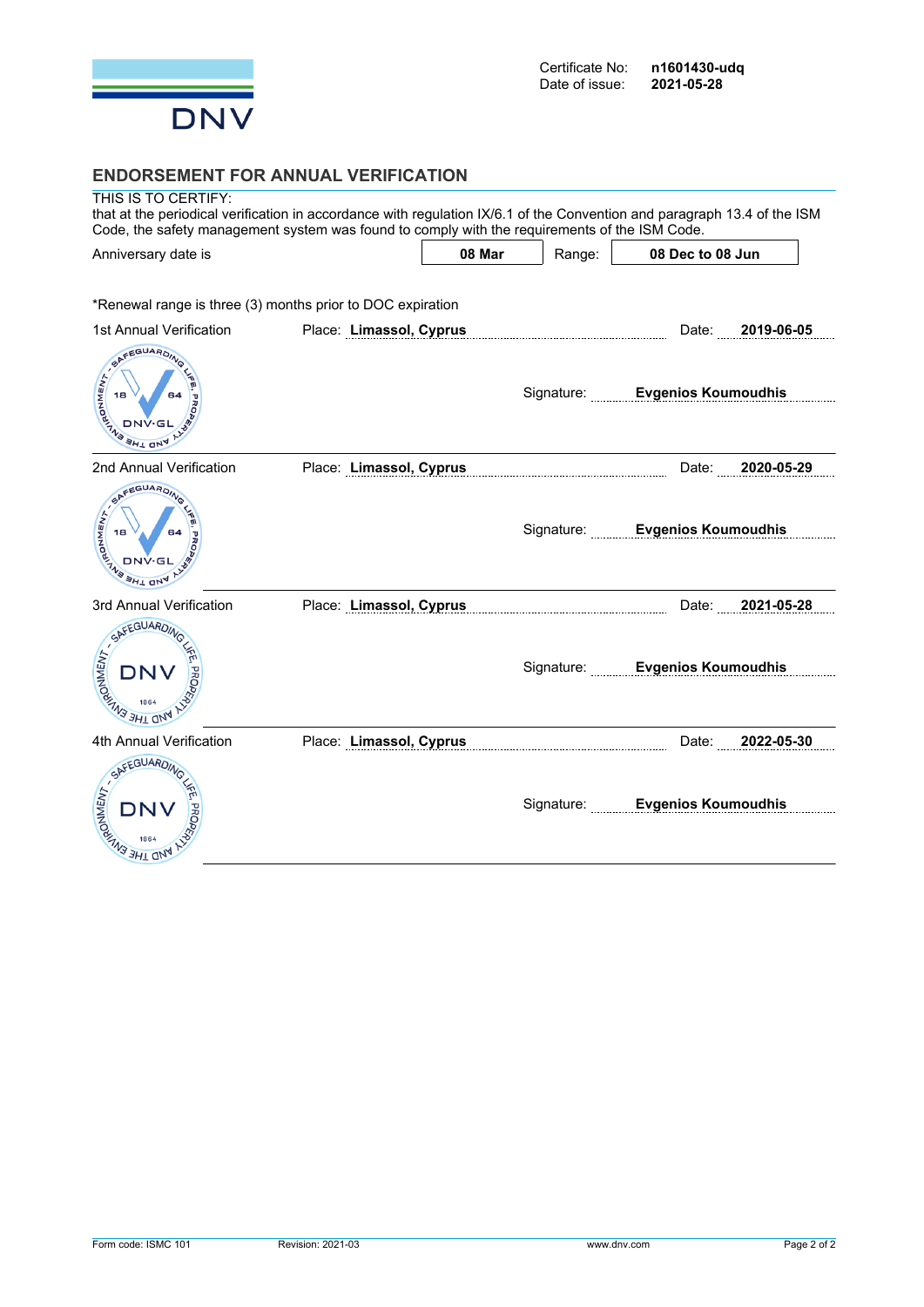Certificate No: **n1601430-udq**
Date of issue: **2021-05-28**

## ENDORSEMENT FOR ANNUAL VERIFICATION

THIS IS TO CERTIFY:
that at the periodical verification in accordance with regulation IX/6.1 of the Convention and paragraph 13.4 of the ISM Code, the safety management system was found to comply with the requirements of the ISM Code.

Anniversary date is **08 Mar** Range: **08 Dec to 08 Jun**

*Renewal range is three (3) months prior to DOC expiration

1st Annual Verification Place: **Limassol, Cyprus** Date: **2019-06-05**

Signature: **Evgenios Koumoudhis**

2nd Annual Verification Place: **Limassol, Cyprus** Date: **2020-05-29**

Signature: **Evgenios Koumoudhis**

3rd Annual Verification Place: **Limassol, Cyprus** Date: **2021-05-28**

Signature: **Evgenios Koumoudhis**

4th Annual Verification Place: **Limassol, Cyprus** Date: **2022-05-30**

Signature: **Evgenios Koumoudhis**

Form code: ISMC 101 Revision: 2021-03 www.dnv.com